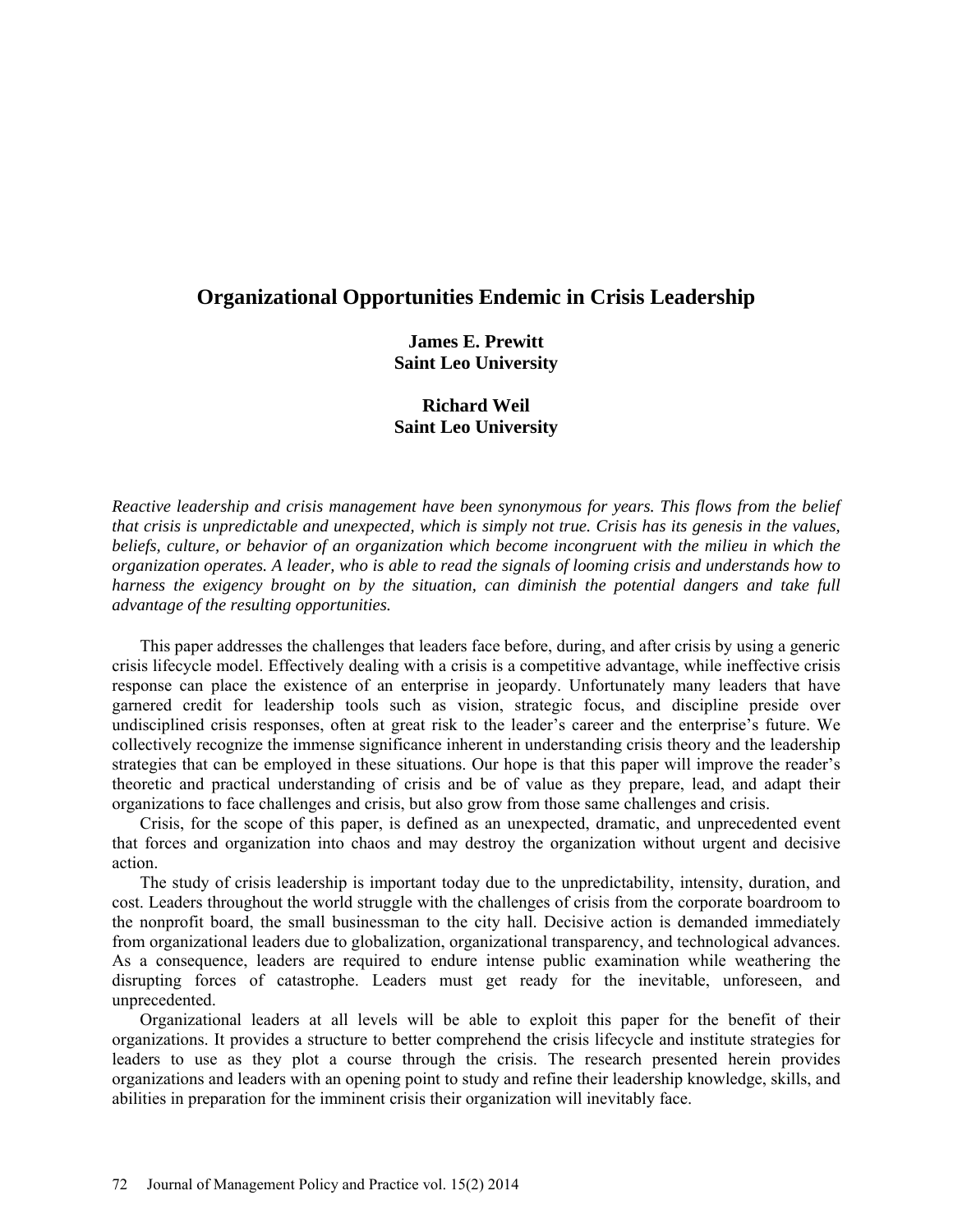# Organizational Opportunities Endemic in Crisis Leadership

**James E. Prewitt**
**Saint Leo University**

**Richard Weil**
**Saint Leo University**

*Reactive leadership and crisis management have been synonymous for years. This flows from the belief that crisis is unpredictable and unexpected, which is simply not true. Crisis has its genesis in the values, beliefs, culture, or behavior of an organization which become incongruent with the milieu in which the organization operates. A leader, who is able to read the signals of looming crisis and understands how to harness the exigency brought on by the situation, can diminish the potential dangers and take full advantage of the resulting opportunities.*

This paper addresses the challenges that leaders face before, during, and after crisis by using a generic crisis lifecycle model. Effectively dealing with a crisis is a competitive advantage, while ineffective crisis response can place the existence of an enterprise in jeopardy. Unfortunately many leaders that have garnered credit for leadership tools such as vision, strategic focus, and discipline preside over undisciplined crisis responses, often at great risk to the leader's career and the enterprise's future. We collectively recognize the immense significance inherent in understanding crisis theory and the leadership strategies that can be employed in these situations. Our hope is that this paper will improve the reader's theoretic and practical understanding of crisis and be of value as they prepare, lead, and adapt their organizations to face challenges and crisis, but also grow from those same challenges and crisis.

Crisis, for the scope of this paper, is defined as an unexpected, dramatic, and unprecedented event that forces and organization into chaos and may destroy the organization without urgent and decisive action.

The study of crisis leadership is important today due to the unpredictability, intensity, duration, and cost. Leaders throughout the world struggle with the challenges of crisis from the corporate boardroom to the nonprofit board, the small businessman to the city hall. Decisive action is demanded immediately from organizational leaders due to globalization, organizational transparency, and technological advances. As a consequence, leaders are required to endure intense public examination while weathering the disrupting forces of catastrophe. Leaders must get ready for the inevitable, unforeseen, and unprecedented.

Organizational leaders at all levels will be able to exploit this paper for the benefit of their organizations. It provides a structure to better comprehend the crisis lifecycle and institute strategies for leaders to use as they plot a course through the crisis. The research presented herein provides organizations and leaders with an opening point to study and refine their leadership knowledge, skills, and abilities in preparation for the imminent crisis their organization will inevitably face.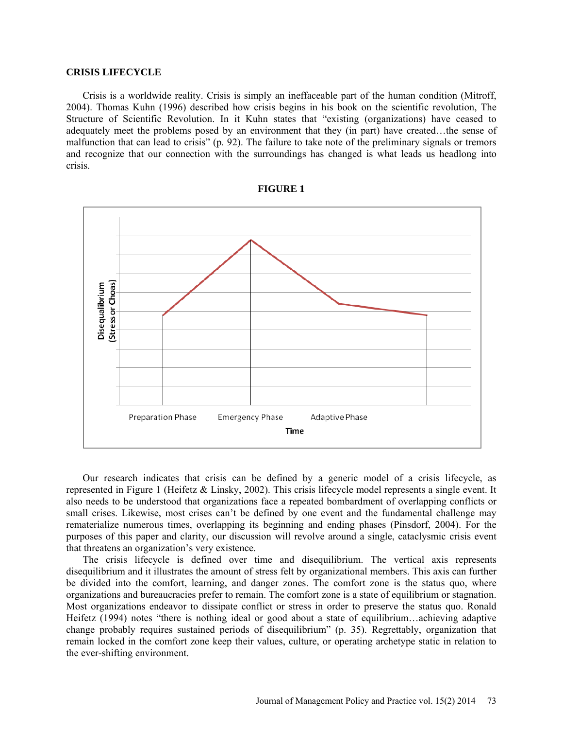### CRISIS LIFECYCLE

Crisis is a worldwide reality. Crisis is simply an ineffaceable part of the human condition (Mitroff, 2004). Thomas Kuhn (1996) described how crisis begins in his book on the scientific revolution, The Structure of Scientific Revolution. In it Kuhn states that "existing (organizations) have ceased to adequately meet the problems posed by an environment that they (in part) have created…the sense of malfunction that can lead to crisis" (p. 92). The failure to take note of the preliminary signals or tremors and recognize that our connection with the surroundings has changed is what leads us headlong into crisis.

**FIGURE 1**

Disequalibrium (Stress or Choas)

Preparation Phase | Emergency Phase | Adaptive Phase

Time

Our research indicates that crisis can be defined by a generic model of a crisis lifecycle, as represented in Figure 1 (Heifetz & Linsky, 2002). This crisis lifecycle model represents a single event. It also needs to be understood that organizations face a repeated bombardment of overlapping conflicts or small crises. Likewise, most crises can't be defined by one event and the fundamental challenge may rematerialize numerous times, overlapping its beginning and ending phases (Pinsdorf, 2004). For the purposes of this paper and clarity, our discussion will revolve around a single, cataclysmic crisis event that threatens an organization's very existence.

The crisis lifecycle is defined over time and disequilibrium. The vertical axis represents disequilibrium and it illustrates the amount of stress felt by organizational members. This axis can further be divided into the comfort, learning, and danger zones. The comfort zone is the status quo, where organizations and bureaucracies prefer to remain. The comfort zone is a state of equilibrium or stagnation. Most organizations endeavor to dissipate conflict or stress in order to preserve the status quo. Ronald Heifetz (1994) notes "there is nothing ideal or good about a state of equilibrium…achieving adaptive change probably requires sustained periods of disequilibrium" (p. 35). Regrettably, organization that remain locked in the comfort zone keep their values, culture, or operating archetype static in relation to the ever-shifting environment.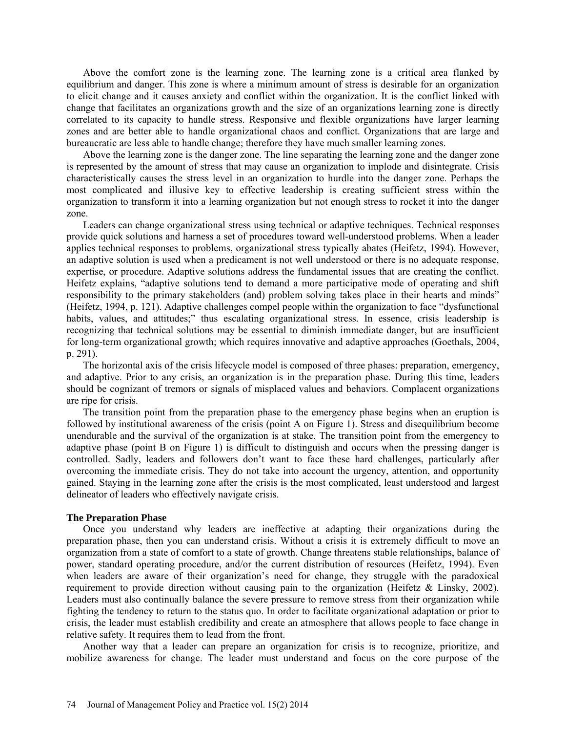Above the comfort zone is the learning zone. The learning zone is a critical area flanked by equilibrium and danger. This zone is where a minimum amount of stress is desirable for an organization to elicit change and it causes anxiety and conflict within the organization. It is the conflict linked with change that facilitates an organizations growth and the size of an organizations learning zone is directly correlated to its capacity to handle stress. Responsive and flexible organizations have larger learning zones and are better able to handle organizational chaos and conflict. Organizations that are large and bureaucratic are less able to handle change; therefore they have much smaller learning zones.

Above the learning zone is the danger zone. The line separating the learning zone and the danger zone is represented by the amount of stress that may cause an organization to implode and disintegrate. Crisis characteristically causes the stress level in an organization to hurdle into the danger zone. Perhaps the most complicated and illusive key to effective leadership is creating sufficient stress within the organization to transform it into a learning organization but not enough stress to rocket it into the danger zone.

Leaders can change organizational stress using technical or adaptive techniques. Technical responses provide quick solutions and harness a set of procedures toward well-understood problems. When a leader applies technical responses to problems, organizational stress typically abates (Heifetz, 1994). However, an adaptive solution is used when a predicament is not well understood or there is no adequate response, expertise, or procedure. Adaptive solutions address the fundamental issues that are creating the conflict. Heifetz explains, "adaptive solutions tend to demand a more participative mode of operating and shift responsibility to the primary stakeholders (and) problem solving takes place in their hearts and minds" (Heifetz, 1994, p. 121). Adaptive challenges compel people within the organization to face "dysfunctional habits, values, and attitudes;" thus escalating organizational stress. In essence, crisis leadership is recognizing that technical solutions may be essential to diminish immediate danger, but are insufficient for long-term organizational growth; which requires innovative and adaptive approaches (Goethals, 2004, p. 291).

The horizontal axis of the crisis lifecycle model is composed of three phases: preparation, emergency, and adaptive. Prior to any crisis, an organization is in the preparation phase. During this time, leaders should be cognizant of tremors or signals of misplaced values and behaviors. Complacent organizations are ripe for crisis.

The transition point from the preparation phase to the emergency phase begins when an eruption is followed by institutional awareness of the crisis (point A on Figure 1). Stress and disequilibrium become unendurable and the survival of the organization is at stake. The transition point from the emergency to adaptive phase (point B on Figure 1) is difficult to distinguish and occurs when the pressing danger is controlled. Sadly, leaders and followers don't want to face these hard challenges, particularly after overcoming the immediate crisis. They do not take into account the urgency, attention, and opportunity gained. Staying in the learning zone after the crisis is the most complicated, least understood and largest delineator of leaders who effectively navigate crisis.

### The Preparation Phase

Once you understand why leaders are ineffective at adapting their organizations during the preparation phase, then you can understand crisis. Without a crisis it is extremely difficult to move an organization from a state of comfort to a state of growth. Change threatens stable relationships, balance of power, standard operating procedure, and/or the current distribution of resources (Heifetz, 1994). Even when leaders are aware of their organization's need for change, they struggle with the paradoxical requirement to provide direction without causing pain to the organization (Heifetz & Linsky, 2002). Leaders must also continually balance the severe pressure to remove stress from their organization while fighting the tendency to return to the status quo. In order to facilitate organizational adaptation or prior to crisis, the leader must establish credibility and create an atmosphere that allows people to face change in relative safety. It requires them to lead from the front.

Another way that a leader can prepare an organization for crisis is to recognize, prioritize, and mobilize awareness for change. The leader must understand and focus on the core purpose of the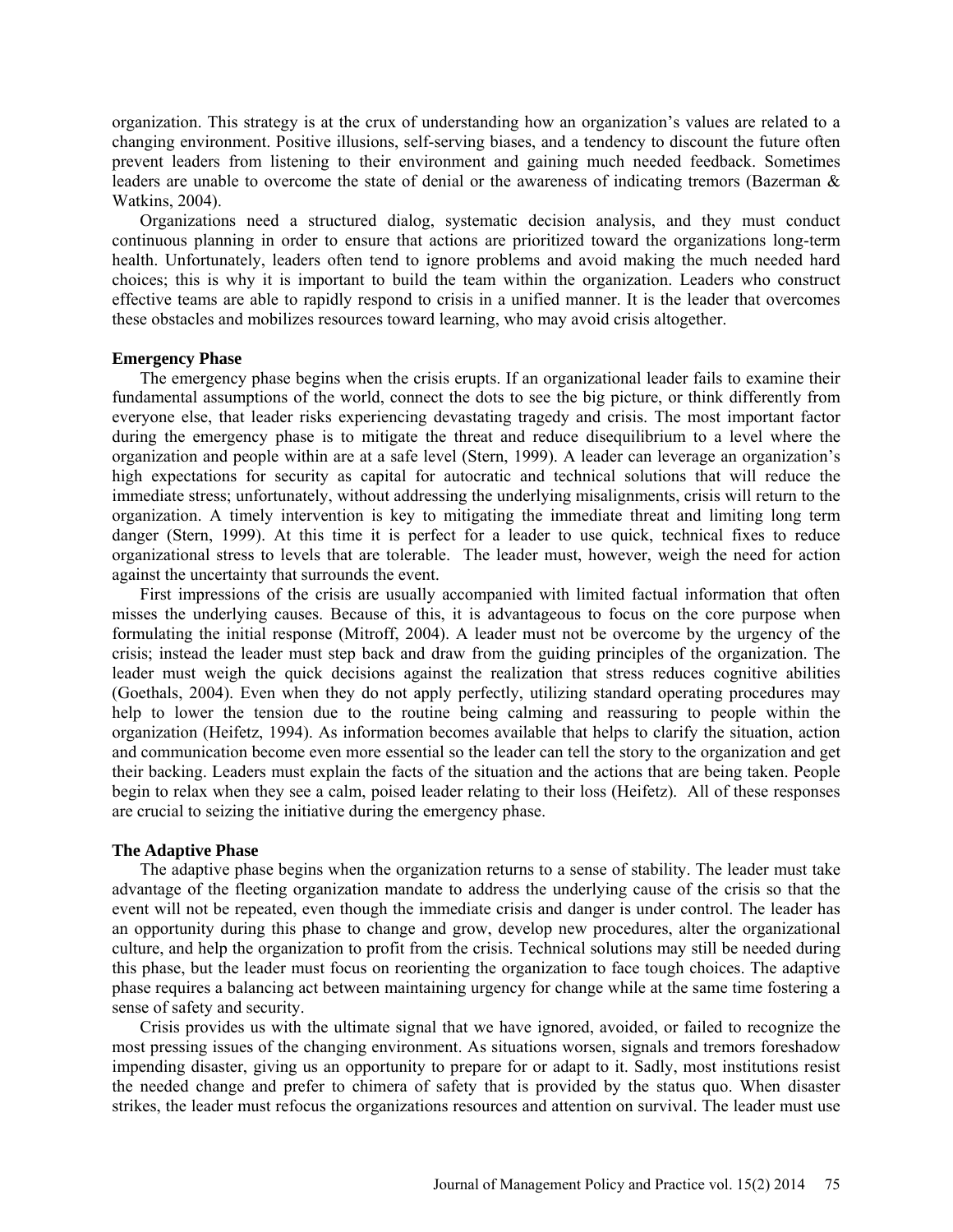organization. This strategy is at the crux of understanding how an organization's values are related to a changing environment. Positive illusions, self-serving biases, and a tendency to discount the future often prevent leaders from listening to their environment and gaining much needed feedback. Sometimes leaders are unable to overcome the state of denial or the awareness of indicating tremors (Bazerman & Watkins, 2004).

Organizations need a structured dialog, systematic decision analysis, and they must conduct continuous planning in order to ensure that actions are prioritized toward the organizations long-term health. Unfortunately, leaders often tend to ignore problems and avoid making the much needed hard choices; this is why it is important to build the team within the organization. Leaders who construct effective teams are able to rapidly respond to crisis in a unified manner. It is the leader that overcomes these obstacles and mobilizes resources toward learning, who may avoid crisis altogether.

### Emergency Phase

The emergency phase begins when the crisis erupts. If an organizational leader fails to examine their fundamental assumptions of the world, connect the dots to see the big picture, or think differently from everyone else, that leader risks experiencing devastating tragedy and crisis. The most important factor during the emergency phase is to mitigate the threat and reduce disequilibrium to a level where the organization and people within are at a safe level (Stern, 1999). A leader can leverage an organization's high expectations for security as capital for autocratic and technical solutions that will reduce the immediate stress; unfortunately, without addressing the underlying misalignments, crisis will return to the organization. A timely intervention is key to mitigating the immediate threat and limiting long term danger (Stern, 1999). At this time it is perfect for a leader to use quick, technical fixes to reduce organizational stress to levels that are tolerable. The leader must, however, weigh the need for action against the uncertainty that surrounds the event.

First impressions of the crisis are usually accompanied with limited factual information that often misses the underlying causes. Because of this, it is advantageous to focus on the core purpose when formulating the initial response (Mitroff, 2004). A leader must not be overcome by the urgency of the crisis; instead the leader must step back and draw from the guiding principles of the organization. The leader must weigh the quick decisions against the realization that stress reduces cognitive abilities (Goethals, 2004). Even when they do not apply perfectly, utilizing standard operating procedures may help to lower the tension due to the routine being calming and reassuring to people within the organization (Heifetz, 1994). As information becomes available that helps to clarify the situation, action and communication become even more essential so the leader can tell the story to the organization and get their backing. Leaders must explain the facts of the situation and the actions that are being taken. People begin to relax when they see a calm, poised leader relating to their loss (Heifetz). All of these responses are crucial to seizing the initiative during the emergency phase.

### The Adaptive Phase

The adaptive phase begins when the organization returns to a sense of stability. The leader must take advantage of the fleeting organization mandate to address the underlying cause of the crisis so that the event will not be repeated, even though the immediate crisis and danger is under control. The leader has an opportunity during this phase to change and grow, develop new procedures, alter the organizational culture, and help the organization to profit from the crisis. Technical solutions may still be needed during this phase, but the leader must focus on reorienting the organization to face tough choices. The adaptive phase requires a balancing act between maintaining urgency for change while at the same time fostering a sense of safety and security.

Crisis provides us with the ultimate signal that we have ignored, avoided, or failed to recognize the most pressing issues of the changing environment. As situations worsen, signals and tremors foreshadow impending disaster, giving us an opportunity to prepare for or adapt to it. Sadly, most institutions resist the needed change and prefer to chimera of safety that is provided by the status quo. When disaster strikes, the leader must refocus the organizations resources and attention on survival. The leader must use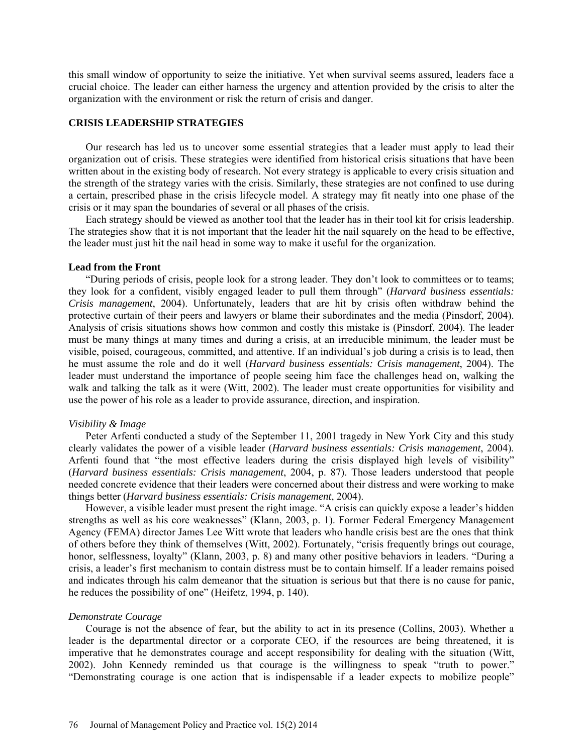this small window of opportunity to seize the initiative. Yet when survival seems assured, leaders face a crucial choice. The leader can either harness the urgency and attention provided by the crisis to alter the organization with the environment or risk the return of crisis and danger.

## CRISIS LEADERSHIP STRATEGIES

Our research has led us to uncover some essential strategies that a leader must apply to lead their organization out of crisis. These strategies were identified from historical crisis situations that have been written about in the existing body of research. Not every strategy is applicable to every crisis situation and the strength of the strategy varies with the crisis. Similarly, these strategies are not confined to use during a certain, prescribed phase in the crisis lifecycle model. A strategy may fit neatly into one phase of the crisis or it may span the boundaries of several or all phases of the crisis.

Each strategy should be viewed as another tool that the leader has in their tool kit for crisis leadership. The strategies show that it is not important that the leader hit the nail squarely on the head to be effective, the leader must just hit the nail head in some way to make it useful for the organization.

### Lead from the Front

"During periods of crisis, people look for a strong leader. They don't look to committees or to teams; they look for a confident, visibly engaged leader to pull them through" (*Harvard business essentials: Crisis management*, 2004). Unfortunately, leaders that are hit by crisis often withdraw behind the protective curtain of their peers and lawyers or blame their subordinates and the media (Pinsdorf, 2004). Analysis of crisis situations shows how common and costly this mistake is (Pinsdorf, 2004). The leader must be many things at many times and during a crisis, at an irreducible minimum, the leader must be visible, poised, courageous, committed, and attentive. If an individual's job during a crisis is to lead, then he must assume the role and do it well (*Harvard business essentials: Crisis management*, 2004). The leader must understand the importance of people seeing him face the challenges head on, walking the walk and talking the talk as it were (Witt, 2002). The leader must create opportunities for visibility and use the power of his role as a leader to provide assurance, direction, and inspiration.

#### *Visibility & Image*

Peter Arfenti conducted a study of the September 11, 2001 tragedy in New York City and this study clearly validates the power of a visible leader (*Harvard business essentials: Crisis management*, 2004). Arfenti found that "the most effective leaders during the crisis displayed high levels of visibility" (*Harvard business essentials: Crisis management*, 2004, p. 87). Those leaders understood that people needed concrete evidence that their leaders were concerned about their distress and were working to make things better (*Harvard business essentials: Crisis management*, 2004).

However, a visible leader must present the right image. "A crisis can quickly expose a leader's hidden strengths as well as his core weaknesses" (Klann, 2003, p. 1). Former Federal Emergency Management Agency (FEMA) director James Lee Witt wrote that leaders who handle crisis best are the ones that think of others before they think of themselves (Witt, 2002). Fortunately, "crisis frequently brings out courage, honor, selflessness, loyalty" (Klann, 2003, p. 8) and many other positive behaviors in leaders. "During a crisis, a leader's first mechanism to contain distress must be to contain himself. If a leader remains poised and indicates through his calm demeanor that the situation is serious but that there is no cause for panic, he reduces the possibility of one" (Heifetz, 1994, p. 140).

#### *Demonstrate Courage*

Courage is not the absence of fear, but the ability to act in its presence (Collins, 2003). Whether a leader is the departmental director or a corporate CEO, if the resources are being threatened, it is imperative that he demonstrates courage and accept responsibility for dealing with the situation (Witt, 2002). John Kennedy reminded us that courage is the willingness to speak "truth to power." "Demonstrating courage is one action that is indispensable if a leader expects to mobilize people"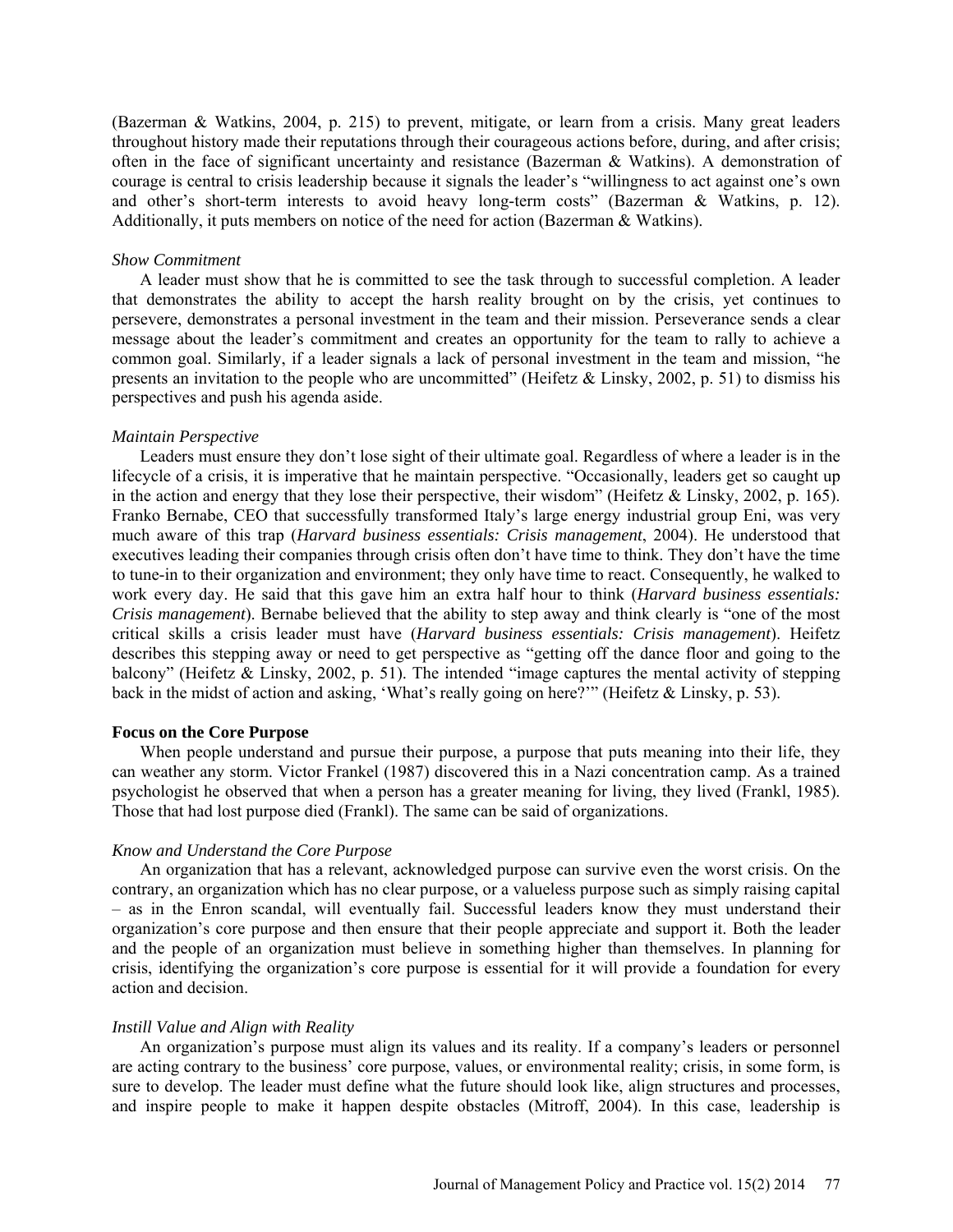(Bazerman & Watkins, 2004, p. 215) to prevent, mitigate, or learn from a crisis. Many great leaders throughout history made their reputations through their courageous actions before, during, and after crisis; often in the face of significant uncertainty and resistance (Bazerman & Watkins). A demonstration of courage is central to crisis leadership because it signals the leader's "willingness to act against one's own and other's short-term interests to avoid heavy long-term costs" (Bazerman & Watkins, p. 12). Additionally, it puts members on notice of the need for action (Bazerman & Watkins).

#### *Show Commitment*

A leader must show that he is committed to see the task through to successful completion. A leader that demonstrates the ability to accept the harsh reality brought on by the crisis, yet continues to persevere, demonstrates a personal investment in the team and their mission. Perseverance sends a clear message about the leader's commitment and creates an opportunity for the team to rally to achieve a common goal. Similarly, if a leader signals a lack of personal investment in the team and mission, "he presents an invitation to the people who are uncommitted" (Heifetz & Linsky, 2002, p. 51) to dismiss his perspectives and push his agenda aside.

#### *Maintain Perspective*

Leaders must ensure they don't lose sight of their ultimate goal. Regardless of where a leader is in the lifecycle of a crisis, it is imperative that he maintain perspective. "Occasionally, leaders get so caught up in the action and energy that they lose their perspective, their wisdom" (Heifetz & Linsky, 2002, p. 165). Franko Bernabe, CEO that successfully transformed Italy's large energy industrial group Eni, was very much aware of this trap (*Harvard business essentials: Crisis management*, 2004). He understood that executives leading their companies through crisis often don't have time to think. They don't have the time to tune-in to their organization and environment; they only have time to react. Consequently, he walked to work every day. He said that this gave him an extra half hour to think (*Harvard business essentials: Crisis management*). Bernabe believed that the ability to step away and think clearly is "one of the most critical skills a crisis leader must have (*Harvard business essentials: Crisis management*). Heifetz describes this stepping away or need to get perspective as "getting off the dance floor and going to the balcony" (Heifetz & Linsky, 2002, p. 51). The intended "image captures the mental activity of stepping back in the midst of action and asking, 'What's really going on here?'" (Heifetz & Linsky, p. 53).

### **Focus on the Core Purpose**

When people understand and pursue their purpose, a purpose that puts meaning into their life, they can weather any storm. Victor Frankel (1987) discovered this in a Nazi concentration camp. As a trained psychologist he observed that when a person has a greater meaning for living, they lived (Frankl, 1985). Those that had lost purpose died (Frankl). The same can be said of organizations.

#### *Know and Understand the Core Purpose*

An organization that has a relevant, acknowledged purpose can survive even the worst crisis. On the contrary, an organization which has no clear purpose, or a valueless purpose such as simply raising capital – as in the Enron scandal, will eventually fail. Successful leaders know they must understand their organization's core purpose and then ensure that their people appreciate and support it. Both the leader and the people of an organization must believe in something higher than themselves. In planning for crisis, identifying the organization's core purpose is essential for it will provide a foundation for every action and decision.

#### *Instill Value and Align with Reality*

An organization's purpose must align its values and its reality. If a company's leaders or personnel are acting contrary to the business' core purpose, values, or environmental reality; crisis, in some form, is sure to develop. The leader must define what the future should look like, align structures and processes, and inspire people to make it happen despite obstacles (Mitroff, 2004). In this case, leadership is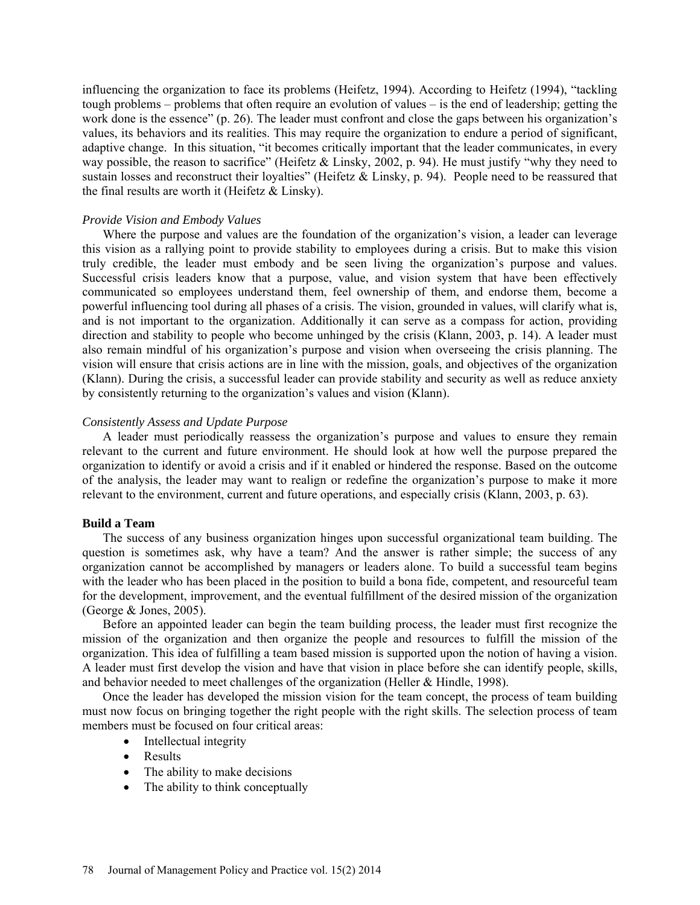influencing the organization to face its problems (Heifetz, 1994). According to Heifetz (1994), "tackling tough problems – problems that often require an evolution of values – is the end of leadership; getting the work done is the essence" (p. 26). The leader must confront and close the gaps between his organization's values, its behaviors and its realities. This may require the organization to endure a period of significant, adaptive change. In this situation, "it becomes critically important that the leader communicates, in every way possible, the reason to sacrifice" (Heifetz & Linsky, 2002, p. 94). He must justify "why they need to sustain losses and reconstruct their loyalties" (Heifetz & Linsky, p. 94). People need to be reassured that the final results are worth it (Heifetz & Linsky).

*Provide Vision and Embody Values*

Where the purpose and values are the foundation of the organization's vision, a leader can leverage this vision as a rallying point to provide stability to employees during a crisis. But to make this vision truly credible, the leader must embody and be seen living the organization's purpose and values. Successful crisis leaders know that a purpose, value, and vision system that have been effectively communicated so employees understand them, feel ownership of them, and endorse them, become a powerful influencing tool during all phases of a crisis. The vision, grounded in values, will clarify what is, and is not important to the organization. Additionally it can serve as a compass for action, providing direction and stability to people who become unhinged by the crisis (Klann, 2003, p. 14). A leader must also remain mindful of his organization's purpose and vision when overseeing the crisis planning. The vision will ensure that crisis actions are in line with the mission, goals, and objectives of the organization (Klann). During the crisis, a successful leader can provide stability and security as well as reduce anxiety by consistently returning to the organization's values and vision (Klann).

*Consistently Assess and Update Purpose*

A leader must periodically reassess the organization's purpose and values to ensure they remain relevant to the current and future environment. He should look at how well the purpose prepared the organization to identify or avoid a crisis and if it enabled or hindered the response. Based on the outcome of the analysis, the leader may want to realign or redefine the organization's purpose to make it more relevant to the environment, current and future operations, and especially crisis (Klann, 2003, p. 63).

**Build a Team**

The success of any business organization hinges upon successful organizational team building. The question is sometimes ask, why have a team? And the answer is rather simple; the success of any organization cannot be accomplished by managers or leaders alone. To build a successful team begins with the leader who has been placed in the position to build a bona fide, competent, and resourceful team for the development, improvement, and the eventual fulfillment of the desired mission of the organization (George & Jones, 2005).

Before an appointed leader can begin the team building process, the leader must first recognize the mission of the organization and then organize the people and resources to fulfill the mission of the organization. This idea of fulfilling a team based mission is supported upon the notion of having a vision. A leader must first develop the vision and have that vision in place before she can identify people, skills, and behavior needed to meet challenges of the organization (Heller & Hindle, 1998).

Once the leader has developed the mission vision for the team concept, the process of team building must now focus on bringing together the right people with the right skills. The selection process of team members must be focused on four critical areas:

- Intellectual integrity
- Results
- The ability to make decisions
- The ability to think conceptually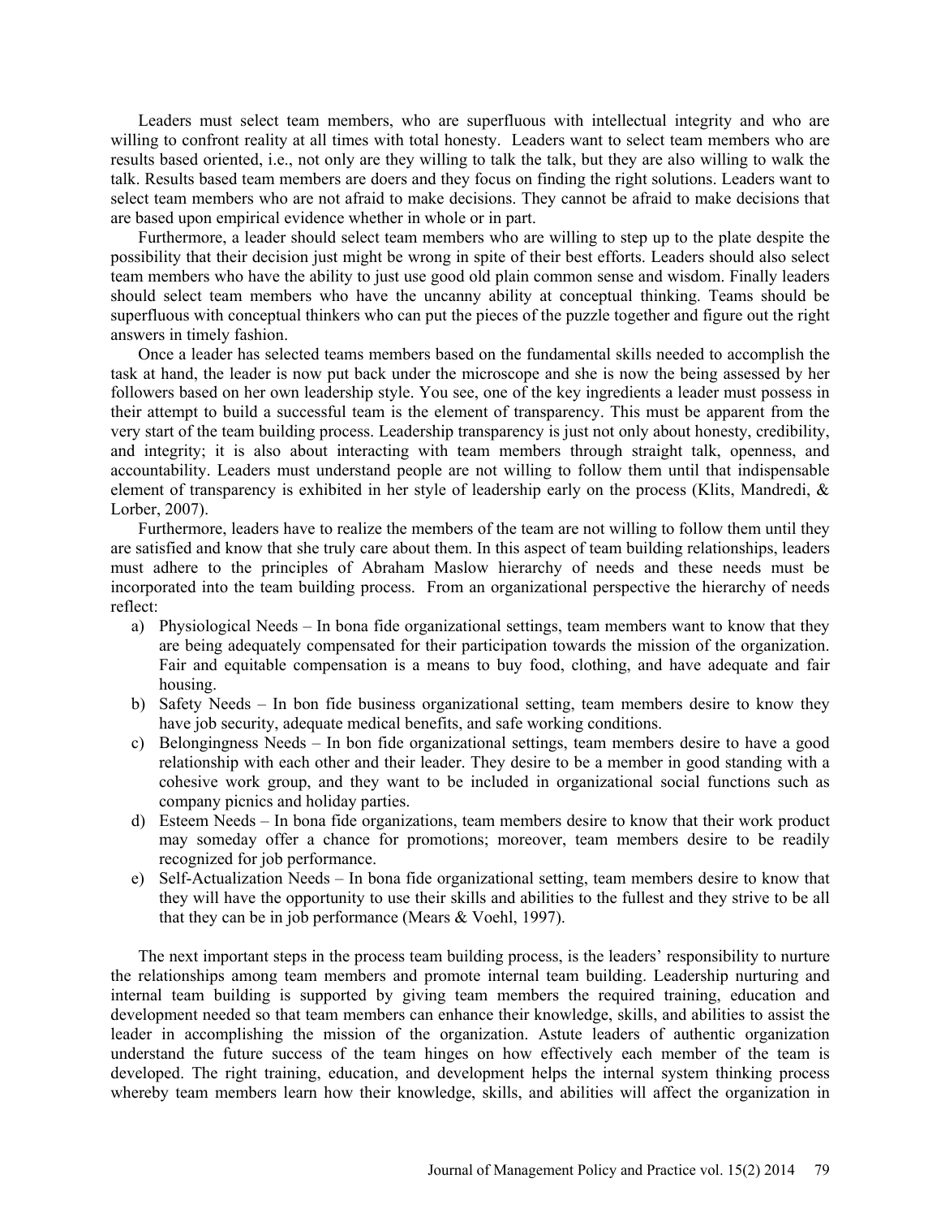Leaders must select team members, who are superfluous with intellectual integrity and who are willing to confront reality at all times with total honesty. Leaders want to select team members who are results based oriented, i.e., not only are they willing to talk the talk, but they are also willing to walk the talk. Results based team members are doers and they focus on finding the right solutions. Leaders want to select team members who are not afraid to make decisions. They cannot be afraid to make decisions that are based upon empirical evidence whether in whole or in part.

Furthermore, a leader should select team members who are willing to step up to the plate despite the possibility that their decision just might be wrong in spite of their best efforts. Leaders should also select team members who have the ability to just use good old plain common sense and wisdom. Finally leaders should select team members who have the uncanny ability at conceptual thinking. Teams should be superfluous with conceptual thinkers who can put the pieces of the puzzle together and figure out the right answers in timely fashion.

Once a leader has selected teams members based on the fundamental skills needed to accomplish the task at hand, the leader is now put back under the microscope and she is now the being assessed by her followers based on her own leadership style. You see, one of the key ingredients a leader must possess in their attempt to build a successful team is the element of transparency. This must be apparent from the very start of the team building process. Leadership transparency is just not only about honesty, credibility, and integrity; it is also about interacting with team members through straight talk, openness, and accountability. Leaders must understand people are not willing to follow them until that indispensable element of transparency is exhibited in her style of leadership early on the process (Klits, Mandredi, & Lorber, 2007).

Furthermore, leaders have to realize the members of the team are not willing to follow them until they are satisfied and know that she truly care about them. In this aspect of team building relationships, leaders must adhere to the principles of Abraham Maslow hierarchy of needs and these needs must be incorporated into the team building process. From an organizational perspective the hierarchy of needs reflect:

a) Physiological Needs – In bona fide organizational settings, team members want to know that they are being adequately compensated for their participation towards the mission of the organization. Fair and equitable compensation is a means to buy food, clothing, and have adequate and fair housing.
b) Safety Needs – In bon fide business organizational setting, team members desire to know they have job security, adequate medical benefits, and safe working conditions.
c) Belongingness Needs – In bon fide organizational settings, team members desire to have a good relationship with each other and their leader. They desire to be a member in good standing with a cohesive work group, and they want to be included in organizational social functions such as company picnics and holiday parties.
d) Esteem Needs – In bona fide organizations, team members desire to know that their work product may someday offer a chance for promotions; moreover, team members desire to be readily recognized for job performance.
e) Self-Actualization Needs – In bona fide organizational setting, team members desire to know that they will have the opportunity to use their skills and abilities to the fullest and they strive to be all that they can be in job performance (Mears & Voehl, 1997).

The next important steps in the process team building process, is the leaders' responsibility to nurture the relationships among team members and promote internal team building. Leadership nurturing and internal team building is supported by giving team members the required training, education and development needed so that team members can enhance their knowledge, skills, and abilities to assist the leader in accomplishing the mission of the organization. Astute leaders of authentic organization understand the future success of the team hinges on how effectively each member of the team is developed. The right training, education, and development helps the internal system thinking process whereby team members learn how their knowledge, skills, and abilities will affect the organization in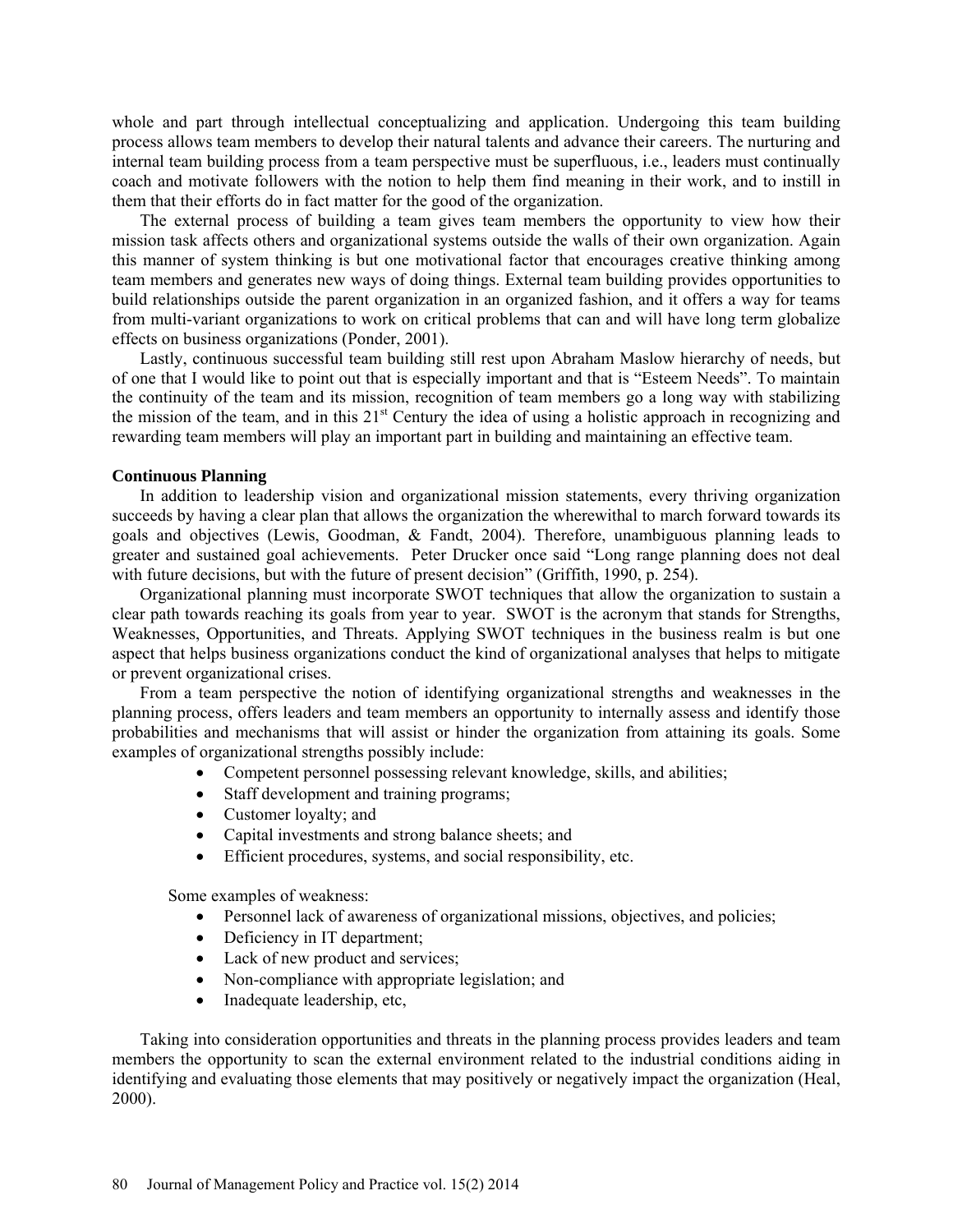whole and part through intellectual conceptualizing and application. Undergoing this team building process allows team members to develop their natural talents and advance their careers. The nurturing and internal team building process from a team perspective must be superfluous, i.e., leaders must continually coach and motivate followers with the notion to help them find meaning in their work, and to instill in them that their efforts do in fact matter for the good of the organization.

The external process of building a team gives team members the opportunity to view how their mission task affects others and organizational systems outside the walls of their own organization. Again this manner of system thinking is but one motivational factor that encourages creative thinking among team members and generates new ways of doing things. External team building provides opportunities to build relationships outside the parent organization in an organized fashion, and it offers a way for teams from multi-variant organizations to work on critical problems that can and will have long term globalize effects on business organizations (Ponder, 2001).

Lastly, continuous successful team building still rest upon Abraham Maslow hierarchy of needs, but of one that I would like to point out that is especially important and that is "Esteem Needs". To maintain the continuity of the team and its mission, recognition of team members go a long way with stabilizing the mission of the team, and in this 21st Century the idea of using a holistic approach in recognizing and rewarding team members will play an important part in building and maintaining an effective team.

**Continuous Planning**

In addition to leadership vision and organizational mission statements, every thriving organization succeeds by having a clear plan that allows the organization the wherewithal to march forward towards its goals and objectives (Lewis, Goodman, & Fandt, 2004). Therefore, unambiguous planning leads to greater and sustained goal achievements. Peter Drucker once said "Long range planning does not deal with future decisions, but with the future of present decision" (Griffith, 1990, p. 254).

Organizational planning must incorporate SWOT techniques that allow the organization to sustain a clear path towards reaching its goals from year to year. SWOT is the acronym that stands for Strengths, Weaknesses, Opportunities, and Threats. Applying SWOT techniques in the business realm is but one aspect that helps business organizations conduct the kind of organizational analyses that helps to mitigate or prevent organizational crises.

From a team perspective the notion of identifying organizational strengths and weaknesses in the planning process, offers leaders and team members an opportunity to internally assess and identify those probabilities and mechanisms that will assist or hinder the organization from attaining its goals. Some examples of organizational strengths possibly include:

- Competent personnel possessing relevant knowledge, skills, and abilities;
- Staff development and training programs;
- Customer loyalty; and
- Capital investments and strong balance sheets; and
- Efficient procedures, systems, and social responsibility, etc.

Some examples of weakness:

- Personnel lack of awareness of organizational missions, objectives, and policies;
- Deficiency in IT department;
- Lack of new product and services;
- Non-compliance with appropriate legislation; and
- Inadequate leadership, etc,

Taking into consideration opportunities and threats in the planning process provides leaders and team members the opportunity to scan the external environment related to the industrial conditions aiding in identifying and evaluating those elements that may positively or negatively impact the organization (Heal, 2000).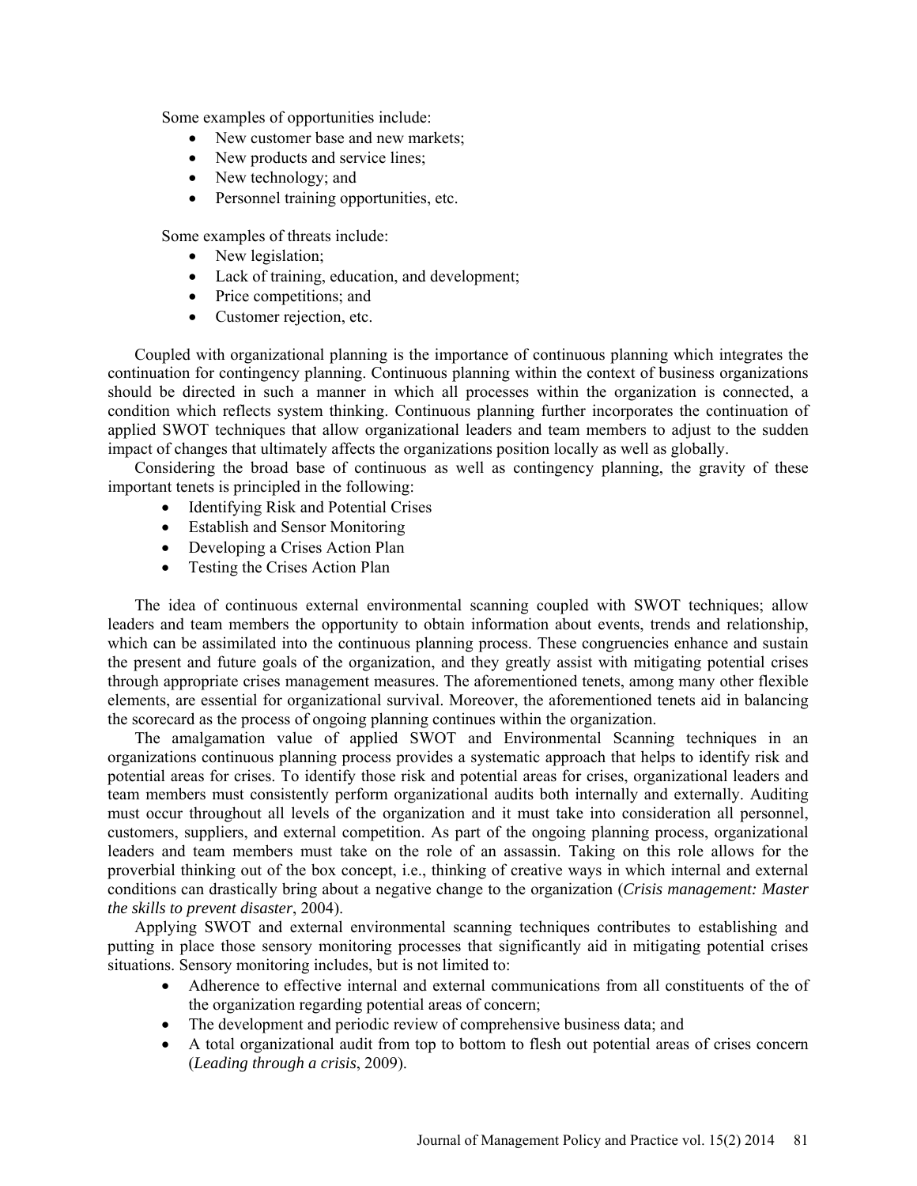Some examples of opportunities include:

- New customer base and new markets;
- New products and service lines;
- New technology; and
- Personnel training opportunities, etc.

Some examples of threats include:

- New legislation;
- Lack of training, education, and development;
- Price competitions; and
- Customer rejection, etc.

Coupled with organizational planning is the importance of continuous planning which integrates the continuation for contingency planning. Continuous planning within the context of business organizations should be directed in such a manner in which all processes within the organization is connected, a condition which reflects system thinking. Continuous planning further incorporates the continuation of applied SWOT techniques that allow organizational leaders and team members to adjust to the sudden impact of changes that ultimately affects the organizations position locally as well as globally.

Considering the broad base of continuous as well as contingency planning, the gravity of these important tenets is principled in the following:

- Identifying Risk and Potential Crises
- Establish and Sensor Monitoring
- Developing a Crises Action Plan
- Testing the Crises Action Plan

The idea of continuous external environmental scanning coupled with SWOT techniques; allow leaders and team members the opportunity to obtain information about events, trends and relationship, which can be assimilated into the continuous planning process. These congruencies enhance and sustain the present and future goals of the organization, and they greatly assist with mitigating potential crises through appropriate crises management measures. The aforementioned tenets, among many other flexible elements, are essential for organizational survival. Moreover, the aforementioned tenets aid in balancing the scorecard as the process of ongoing planning continues within the organization.

The amalgamation value of applied SWOT and Environmental Scanning techniques in an organizations continuous planning process provides a systematic approach that helps to identify risk and potential areas for crises. To identify those risk and potential areas for crises, organizational leaders and team members must consistently perform organizational audits both internally and externally. Auditing must occur throughout all levels of the organization and it must take into consideration all personnel, customers, suppliers, and external competition. As part of the ongoing planning process, organizational leaders and team members must take on the role of an assassin. Taking on this role allows for the proverbial thinking out of the box concept, i.e., thinking of creative ways in which internal and external conditions can drastically bring about a negative change to the organization (*Crisis management: Master the skills to prevent disaster*, 2004).

Applying SWOT and external environmental scanning techniques contributes to establishing and putting in place those sensory monitoring processes that significantly aid in mitigating potential crises situations. Sensory monitoring includes, but is not limited to:

- Adherence to effective internal and external communications from all constituents of the of the organization regarding potential areas of concern;
- The development and periodic review of comprehensive business data; and
- A total organizational audit from top to bottom to flesh out potential areas of crises concern (*Leading through a crisis*, 2009).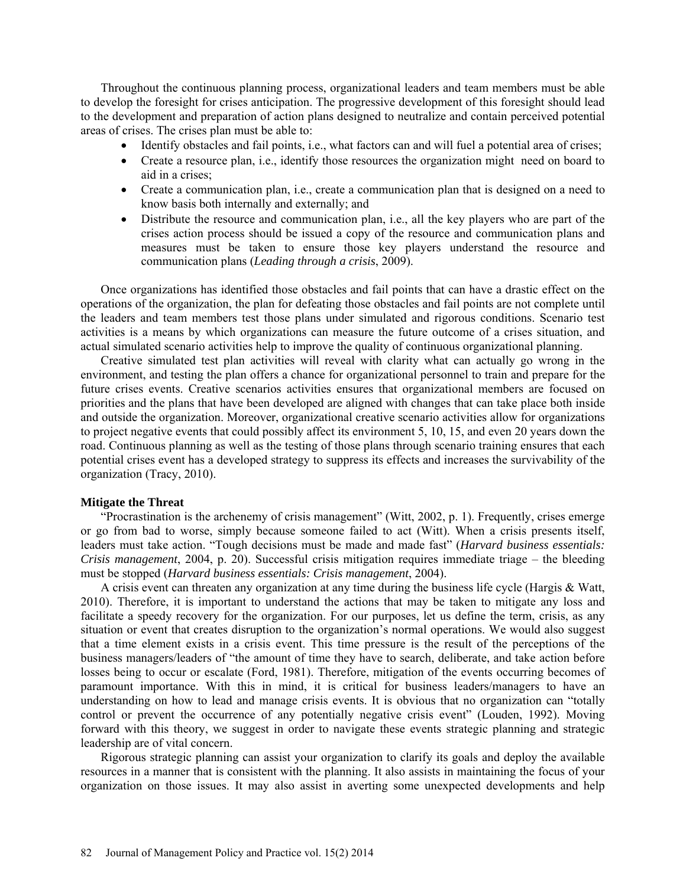Throughout the continuous planning process, organizational leaders and team members must be able to develop the foresight for crises anticipation. The progressive development of this foresight should lead to the development and preparation of action plans designed to neutralize and contain perceived potential areas of crises. The crises plan must be able to:

- Identify obstacles and fail points, i.e., what factors can and will fuel a potential area of crises;
- Create a resource plan, i.e., identify those resources the organization might need on board to aid in a crises;
- Create a communication plan, i.e., create a communication plan that is designed on a need to know basis both internally and externally; and
- Distribute the resource and communication plan, i.e., all the key players who are part of the crises action process should be issued a copy of the resource and communication plans and measures must be taken to ensure those key players understand the resource and communication plans (*Leading through a crisis*, 2009).

Once organizations has identified those obstacles and fail points that can have a drastic effect on the operations of the organization, the plan for defeating those obstacles and fail points are not complete until the leaders and team members test those plans under simulated and rigorous conditions. Scenario test activities is a means by which organizations can measure the future outcome of a crises situation, and actual simulated scenario activities help to improve the quality of continuous organizational planning.

Creative simulated test plan activities will reveal with clarity what can actually go wrong in the environment, and testing the plan offers a chance for organizational personnel to train and prepare for the future crises events. Creative scenarios activities ensures that organizational members are focused on priorities and the plans that have been developed are aligned with changes that can take place both inside and outside the organization. Moreover, organizational creative scenario activities allow for organizations to project negative events that could possibly affect its environment 5, 10, 15, and even 20 years down the road. Continuous planning as well as the testing of those plans through scenario training ensures that each potential crises event has a developed strategy to suppress its effects and increases the survivability of the organization (Tracy, 2010).

**Mitigate the Threat**

"Procrastination is the archenemy of crisis management" (Witt, 2002, p. 1). Frequently, crises emerge or go from bad to worse, simply because someone failed to act (Witt). When a crisis presents itself, leaders must take action. "Tough decisions must be made and made fast" (*Harvard business essentials: Crisis management*, 2004, p. 20). Successful crisis mitigation requires immediate triage – the bleeding must be stopped (*Harvard business essentials: Crisis management*, 2004).

A crisis event can threaten any organization at any time during the business life cycle (Hargis & Watt, 2010). Therefore, it is important to understand the actions that may be taken to mitigate any loss and facilitate a speedy recovery for the organization. For our purposes, let us define the term, crisis, as any situation or event that creates disruption to the organization's normal operations. We would also suggest that a time element exists in a crisis event. This time pressure is the result of the perceptions of the business managers/leaders of "the amount of time they have to search, deliberate, and take action before losses being to occur or escalate (Ford, 1981). Therefore, mitigation of the events occurring becomes of paramount importance. With this in mind, it is critical for business leaders/managers to have an understanding on how to lead and manage crisis events. It is obvious that no organization can "totally control or prevent the occurrence of any potentially negative crisis event" (Louden, 1992). Moving forward with this theory, we suggest in order to navigate these events strategic planning and strategic leadership are of vital concern.

Rigorous strategic planning can assist your organization to clarify its goals and deploy the available resources in a manner that is consistent with the planning. It also assists in maintaining the focus of your organization on those issues. It may also assist in averting some unexpected developments and help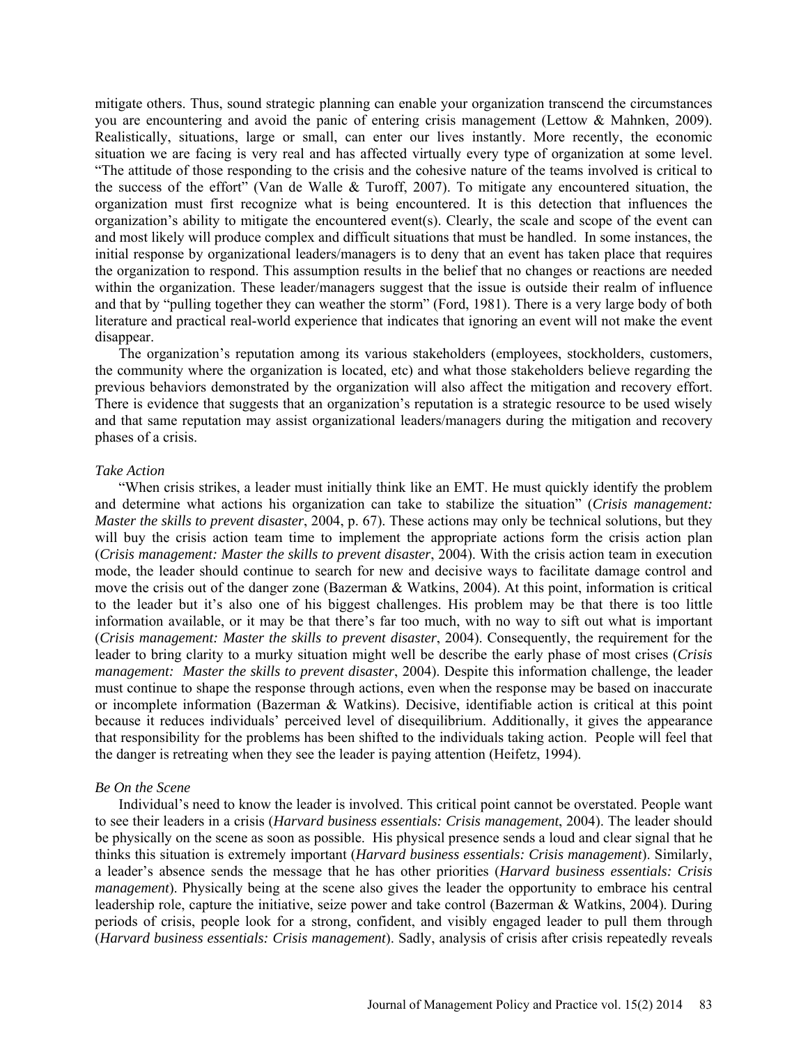mitigate others. Thus, sound strategic planning can enable your organization transcend the circumstances you are encountering and avoid the panic of entering crisis management (Lettow & Mahnken, 2009). Realistically, situations, large or small, can enter our lives instantly. More recently, the economic situation we are facing is very real and has affected virtually every type of organization at some level. "The attitude of those responding to the crisis and the cohesive nature of the teams involved is critical to the success of the effort" (Van de Walle & Turoff, 2007). To mitigate any encountered situation, the organization must first recognize what is being encountered. It is this detection that influences the organization's ability to mitigate the encountered event(s). Clearly, the scale and scope of the event can and most likely will produce complex and difficult situations that must be handled. In some instances, the initial response by organizational leaders/managers is to deny that an event has taken place that requires the organization to respond. This assumption results in the belief that no changes or reactions are needed within the organization. These leader/managers suggest that the issue is outside their realm of influence and that by "pulling together they can weather the storm" (Ford, 1981). There is a very large body of both literature and practical real-world experience that indicates that ignoring an event will not make the event disappear.

The organization's reputation among its various stakeholders (employees, stockholders, customers, the community where the organization is located, etc) and what those stakeholders believe regarding the previous behaviors demonstrated by the organization will also affect the mitigation and recovery effort. There is evidence that suggests that an organization's reputation is a strategic resource to be used wisely and that same reputation may assist organizational leaders/managers during the mitigation and recovery phases of a crisis.

*Take Action*

"When crisis strikes, a leader must initially think like an EMT. He must quickly identify the problem and determine what actions his organization can take to stabilize the situation" (*Crisis management: Master the skills to prevent disaster*, 2004, p. 67). These actions may only be technical solutions, but they will buy the crisis action team time to implement the appropriate actions form the crisis action plan (*Crisis management: Master the skills to prevent disaster*, 2004). With the crisis action team in execution mode, the leader should continue to search for new and decisive ways to facilitate damage control and move the crisis out of the danger zone (Bazerman & Watkins, 2004). At this point, information is critical to the leader but it's also one of his biggest challenges. His problem may be that there is too little information available, or it may be that there's far too much, with no way to sift out what is important (*Crisis management: Master the skills to prevent disaster*, 2004). Consequently, the requirement for the leader to bring clarity to a murky situation might well be describe the early phase of most crises (*Crisis management: Master the skills to prevent disaster*, 2004). Despite this information challenge, the leader must continue to shape the response through actions, even when the response may be based on inaccurate or incomplete information (Bazerman & Watkins). Decisive, identifiable action is critical at this point because it reduces individuals' perceived level of disequilibrium. Additionally, it gives the appearance that responsibility for the problems has been shifted to the individuals taking action. People will feel that the danger is retreating when they see the leader is paying attention (Heifetz, 1994).

*Be On the Scene*

Individual's need to know the leader is involved. This critical point cannot be overstated. People want to see their leaders in a crisis (*Harvard business essentials: Crisis management*, 2004). The leader should be physically on the scene as soon as possible. His physical presence sends a loud and clear signal that he thinks this situation is extremely important (*Harvard business essentials: Crisis management*). Similarly, a leader's absence sends the message that he has other priorities (*Harvard business essentials: Crisis management*). Physically being at the scene also gives the leader the opportunity to embrace his central leadership role, capture the initiative, seize power and take control (Bazerman & Watkins, 2004). During periods of crisis, people look for a strong, confident, and visibly engaged leader to pull them through (*Harvard business essentials: Crisis management*). Sadly, analysis of crisis after crisis repeatedly reveals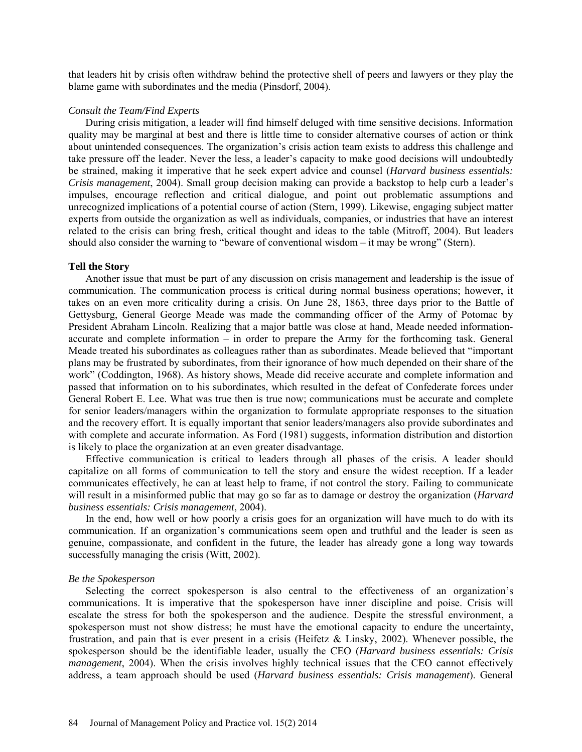that leaders hit by crisis often withdraw behind the protective shell of peers and lawyers or they play the blame game with subordinates and the media (Pinsdorf, 2004).

*Consult the Team/Find Experts*

During crisis mitigation, a leader will find himself deluged with time sensitive decisions. Information quality may be marginal at best and there is little time to consider alternative courses of action or think about unintended consequences. The organization's crisis action team exists to address this challenge and take pressure off the leader. Never the less, a leader's capacity to make good decisions will undoubtedly be strained, making it imperative that he seek expert advice and counsel (*Harvard business essentials: Crisis management*, 2004). Small group decision making can provide a backstop to help curb a leader's impulses, encourage reflection and critical dialogue, and point out problematic assumptions and unrecognized implications of a potential course of action (Stern, 1999). Likewise, engaging subject matter experts from outside the organization as well as individuals, companies, or industries that have an interest related to the crisis can bring fresh, critical thought and ideas to the table (Mitroff, 2004). But leaders should also consider the warning to "beware of conventional wisdom – it may be wrong" (Stern).

**Tell the Story**

Another issue that must be part of any discussion on crisis management and leadership is the issue of communication. The communication process is critical during normal business operations; however, it takes on an even more criticality during a crisis. On June 28, 1863, three days prior to the Battle of Gettysburg, General George Meade was made the commanding officer of the Army of Potomac by President Abraham Lincoln. Realizing that a major battle was close at hand, Meade needed information-accurate and complete information – in order to prepare the Army for the forthcoming task. General Meade treated his subordinates as colleagues rather than as subordinates. Meade believed that "important plans may be frustrated by subordinates, from their ignorance of how much depended on their share of the work" (Coddington, 1968). As history shows, Meade did receive accurate and complete information and passed that information on to his subordinates, which resulted in the defeat of Confederate forces under General Robert E. Lee. What was true then is true now; communications must be accurate and complete for senior leaders/managers within the organization to formulate appropriate responses to the situation and the recovery effort. It is equally important that senior leaders/managers also provide subordinates and with complete and accurate information. As Ford (1981) suggests, information distribution and distortion is likely to place the organization at an even greater disadvantage.

Effective communication is critical to leaders through all phases of the crisis. A leader should capitalize on all forms of communication to tell the story and ensure the widest reception. If a leader communicates effectively, he can at least help to frame, if not control the story. Failing to communicate will result in a misinformed public that may go so far as to damage or destroy the organization (*Harvard business essentials: Crisis management*, 2004).

In the end, how well or how poorly a crisis goes for an organization will have much to do with its communication. If an organization's communications seem open and truthful and the leader is seen as genuine, compassionate, and confident in the future, the leader has already gone a long way towards successfully managing the crisis (Witt, 2002).

*Be the Spokesperson*

Selecting the correct spokesperson is also central to the effectiveness of an organization's communications. It is imperative that the spokesperson have inner discipline and poise. Crisis will escalate the stress for both the spokesperson and the audience. Despite the stressful environment, a spokesperson must not show distress; he must have the emotional capacity to endure the uncertainty, frustration, and pain that is ever present in a crisis (Heifetz & Linsky, 2002). Whenever possible, the spokesperson should be the identifiable leader, usually the CEO (*Harvard business essentials: Crisis management*, 2004). When the crisis involves highly technical issues that the CEO cannot effectively address, a team approach should be used (*Harvard business essentials: Crisis management*). General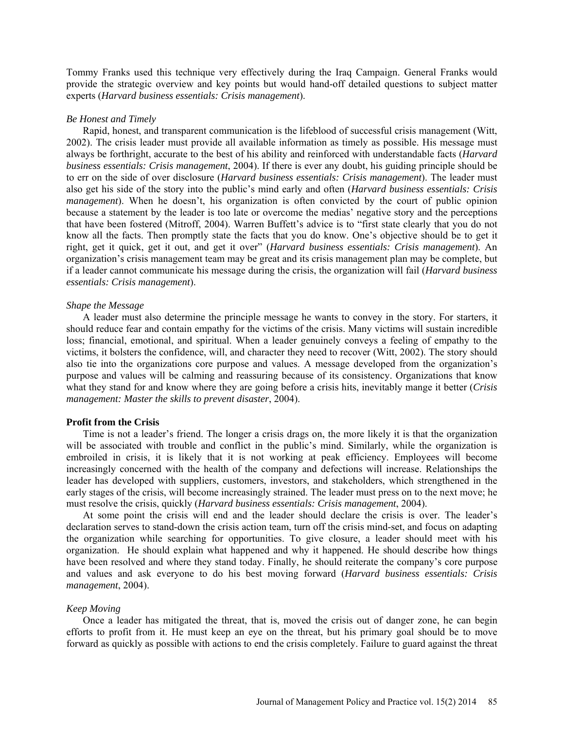Tommy Franks used this technique very effectively during the Iraq Campaign. General Franks would provide the strategic overview and key points but would hand-off detailed questions to subject matter experts (*Harvard business essentials: Crisis management*).

*Be Honest and Timely*

Rapid, honest, and transparent communication is the lifeblood of successful crisis management (Witt, 2002). The crisis leader must provide all available information as timely as possible. His message must always be forthright, accurate to the best of his ability and reinforced with understandable facts (*Harvard business essentials: Crisis management*, 2004). If there is ever any doubt, his guiding principle should be to err on the side of over disclosure (*Harvard business essentials: Crisis management*). The leader must also get his side of the story into the public's mind early and often (*Harvard business essentials: Crisis management*). When he doesn't, his organization is often convicted by the court of public opinion because a statement by the leader is too late or overcome the medias' negative story and the perceptions that have been fostered (Mitroff, 2004). Warren Buffett's advice is to "first state clearly that you do not know all the facts. Then promptly state the facts that you do know. One's objective should be to get it right, get it quick, get it out, and get it over" (*Harvard business essentials: Crisis management*). An organization's crisis management team may be great and its crisis management plan may be complete, but if a leader cannot communicate his message during the crisis, the organization will fail (*Harvard business essentials: Crisis management*).

*Shape the Message*

A leader must also determine the principle message he wants to convey in the story. For starters, it should reduce fear and contain empathy for the victims of the crisis. Many victims will sustain incredible loss; financial, emotional, and spiritual. When a leader genuinely conveys a feeling of empathy to the victims, it bolsters the confidence, will, and character they need to recover (Witt, 2002). The story should also tie into the organizations core purpose and values. A message developed from the organization's purpose and values will be calming and reassuring because of its consistency. Organizations that know what they stand for and know where they are going before a crisis hits, inevitably mange it better (*Crisis management: Master the skills to prevent disaster*, 2004).

**Profit from the Crisis**

Time is not a leader's friend. The longer a crisis drags on, the more likely it is that the organization will be associated with trouble and conflict in the public's mind. Similarly, while the organization is embroiled in crisis, it is likely that it is not working at peak efficiency. Employees will become increasingly concerned with the health of the company and defections will increase. Relationships the leader has developed with suppliers, customers, investors, and stakeholders, which strengthened in the early stages of the crisis, will become increasingly strained. The leader must press on to the next move; he must resolve the crisis, quickly (*Harvard business essentials: Crisis management*, 2004).

At some point the crisis will end and the leader should declare the crisis is over. The leader's declaration serves to stand-down the crisis action team, turn off the crisis mind-set, and focus on adapting the organization while searching for opportunities. To give closure, a leader should meet with his organization. He should explain what happened and why it happened. He should describe how things have been resolved and where they stand today. Finally, he should reiterate the company's core purpose and values and ask everyone to do his best moving forward (*Harvard business essentials: Crisis management*, 2004).

*Keep Moving*

Once a leader has mitigated the threat, that is, moved the crisis out of danger zone, he can begin efforts to profit from it. He must keep an eye on the threat, but his primary goal should be to move forward as quickly as possible with actions to end the crisis completely. Failure to guard against the threat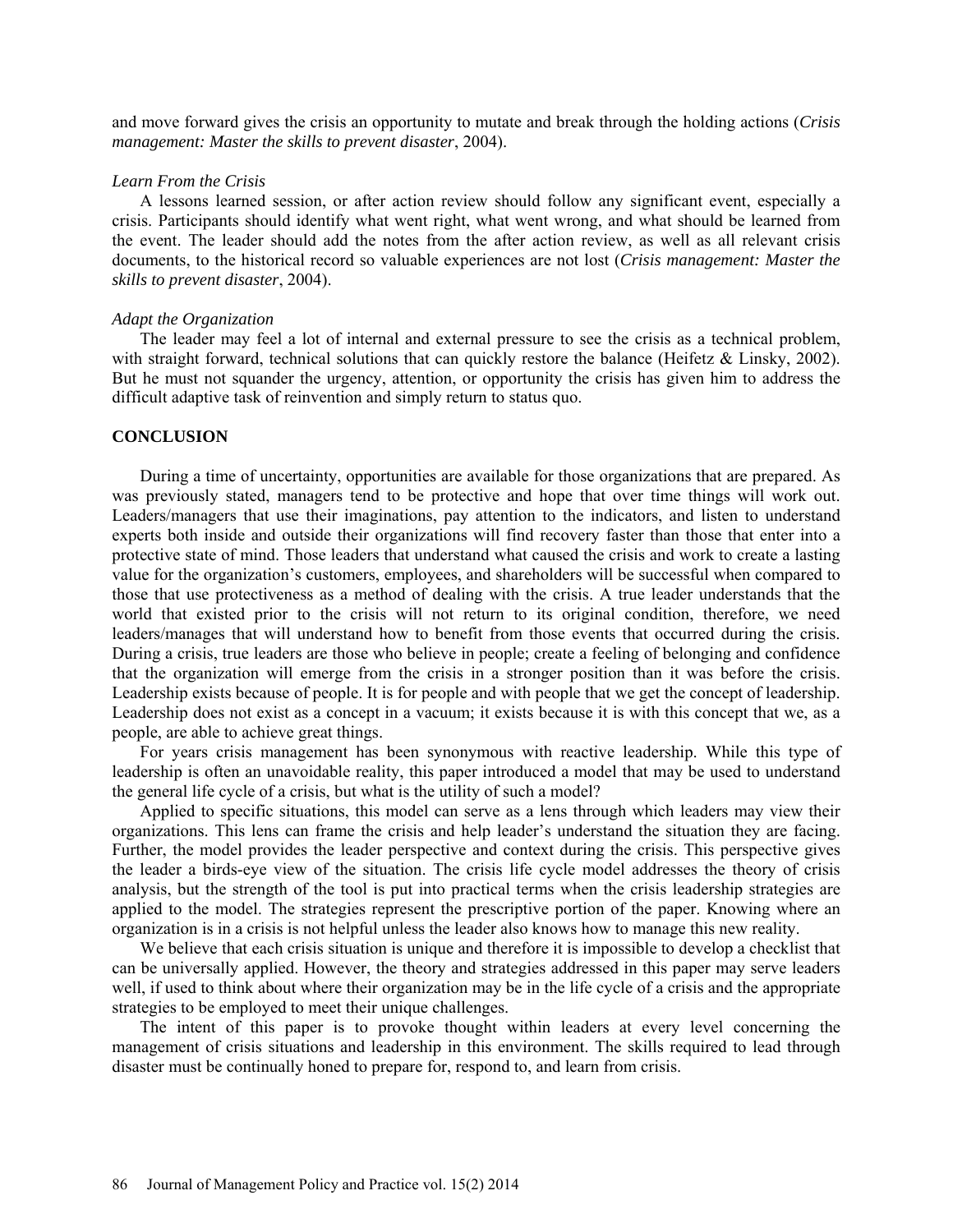and move forward gives the crisis an opportunity to mutate and break through the holding actions (*Crisis management: Master the skills to prevent disaster*, 2004).

### *Learn From the Crisis*

A lessons learned session, or after action review should follow any significant event, especially a crisis. Participants should identify what went right, what went wrong, and what should be learned from the event. The leader should add the notes from the after action review, as well as all relevant crisis documents, to the historical record so valuable experiences are not lost (*Crisis management: Master the skills to prevent disaster*, 2004).

### *Adapt the Organization*

The leader may feel a lot of internal and external pressure to see the crisis as a technical problem, with straight forward, technical solutions that can quickly restore the balance (Heifetz & Linsky, 2002). But he must not squander the urgency, attention, or opportunity the crisis has given him to address the difficult adaptive task of reinvention and simply return to status quo.

## CONCLUSION

During a time of uncertainty, opportunities are available for those organizations that are prepared. As was previously stated, managers tend to be protective and hope that over time things will work out. Leaders/managers that use their imaginations, pay attention to the indicators, and listen to understand experts both inside and outside their organizations will find recovery faster than those that enter into a protective state of mind. Those leaders that understand what caused the crisis and work to create a lasting value for the organization's customers, employees, and shareholders will be successful when compared to those that use protectiveness as a method of dealing with the crisis. A true leader understands that the world that existed prior to the crisis will not return to its original condition, therefore, we need leaders/manages that will understand how to benefit from those events that occurred during the crisis. During a crisis, true leaders are those who believe in people; create a feeling of belonging and confidence that the organization will emerge from the crisis in a stronger position than it was before the crisis. Leadership exists because of people. It is for people and with people that we get the concept of leadership. Leadership does not exist as a concept in a vacuum; it exists because it is with this concept that we, as a people, are able to achieve great things.

For years crisis management has been synonymous with reactive leadership. While this type of leadership is often an unavoidable reality, this paper introduced a model that may be used to understand the general life cycle of a crisis, but what is the utility of such a model?

Applied to specific situations, this model can serve as a lens through which leaders may view their organizations. This lens can frame the crisis and help leader's understand the situation they are facing. Further, the model provides the leader perspective and context during the crisis. This perspective gives the leader a birds-eye view of the situation. The crisis life cycle model addresses the theory of crisis analysis, but the strength of the tool is put into practical terms when the crisis leadership strategies are applied to the model. The strategies represent the prescriptive portion of the paper. Knowing where an organization is in a crisis is not helpful unless the leader also knows how to manage this new reality.

We believe that each crisis situation is unique and therefore it is impossible to develop a checklist that can be universally applied. However, the theory and strategies addressed in this paper may serve leaders well, if used to think about where their organization may be in the life cycle of a crisis and the appropriate strategies to be employed to meet their unique challenges.

The intent of this paper is to provoke thought within leaders at every level concerning the management of crisis situations and leadership in this environment. The skills required to lead through disaster must be continually honed to prepare for, respond to, and learn from crisis.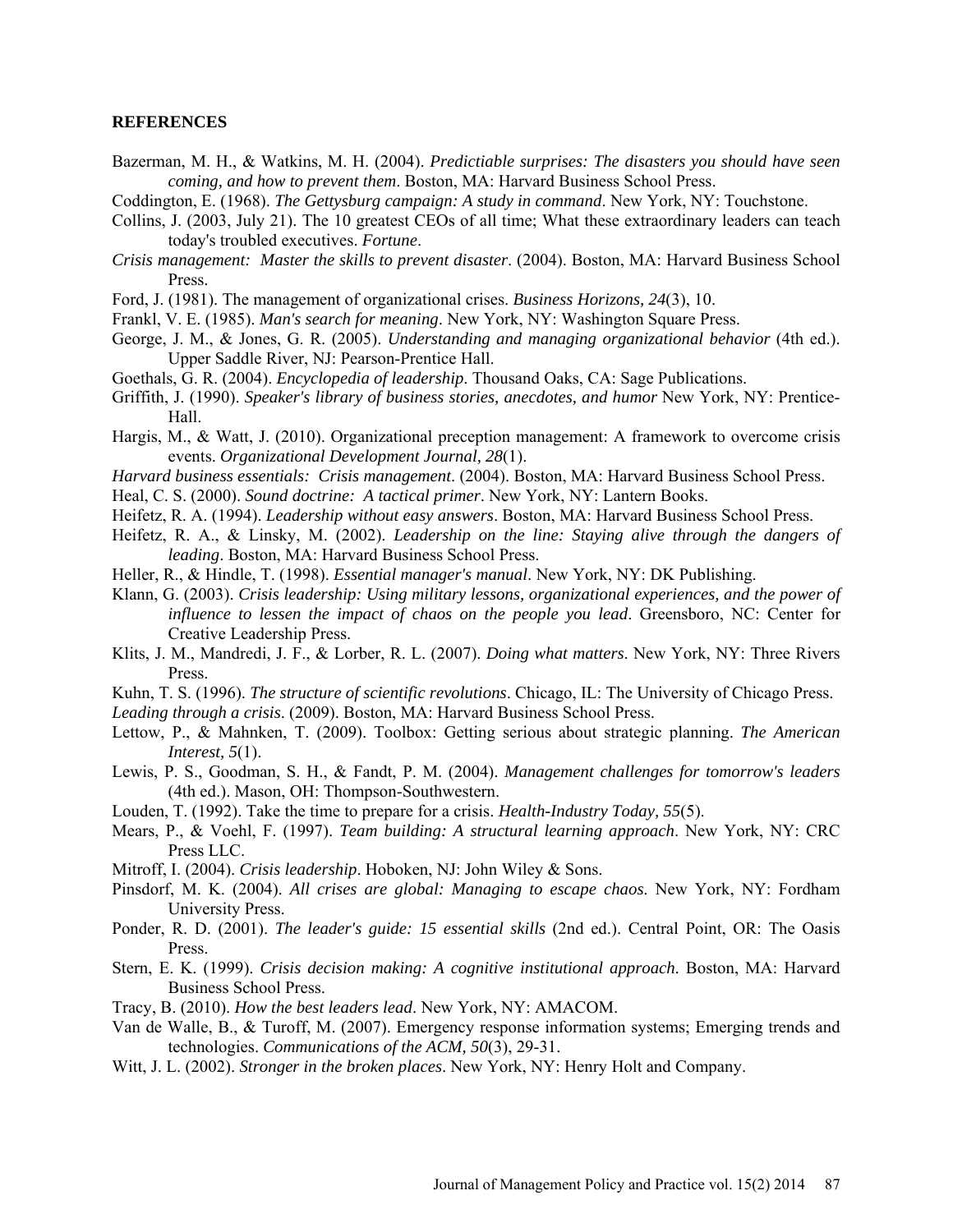**REFERENCES**

Bazerman, M. H., & Watkins, M. H. (2004). *Predictiable surprises: The disasters you should have seen coming, and how to prevent them*. Boston, MA: Harvard Business School Press.

Coddington, E. (1968). *The Gettysburg campaign: A study in command*. New York, NY: Touchstone.

Collins, J. (2003, July 21). The 10 greatest CEOs of all time; What these extraordinary leaders can teach today's troubled executives. *Fortune*.

*Crisis management: Master the skills to prevent disaster*. (2004). Boston, MA: Harvard Business School Press.

Ford, J. (1981). The management of organizational crises. *Business Horizons, 24*(3), 10.

Frankl, V. E. (1985). *Man's search for meaning*. New York, NY: Washington Square Press.

George, J. M., & Jones, G. R. (2005). *Understanding and managing organizational behavior* (4th ed.). Upper Saddle River, NJ: Pearson-Prentice Hall.

Goethals, G. R. (2004). *Encyclopedia of leadership*. Thousand Oaks, CA: Sage Publications.

Griffith, J. (1990). *Speaker's library of business stories, anecdotes, and humor* New York, NY: Prentice-Hall.

Hargis, M., & Watt, J. (2010). Organizational preception management: A framework to overcome crisis events. *Organizational Development Journal, 28*(1).

*Harvard business essentials: Crisis management*. (2004). Boston, MA: Harvard Business School Press.

Heal, C. S. (2000). *Sound doctrine: A tactical primer*. New York, NY: Lantern Books.

Heifetz, R. A. (1994). *Leadership without easy answers*. Boston, MA: Harvard Business School Press.

Heifetz, R. A., & Linsky, M. (2002). *Leadership on the line: Staying alive through the dangers of leading*. Boston, MA: Harvard Business School Press.

Heller, R., & Hindle, T. (1998). *Essential manager's manual*. New York, NY: DK Publishing.

Klann, G. (2003). *Crisis leadership: Using military lessons, organizational experiences, and the power of influence to lessen the impact of chaos on the people you lead*. Greensboro, NC: Center for Creative Leadership Press.

Klits, J. M., Mandredi, J. F., & Lorber, R. L. (2007). *Doing what matters*. New York, NY: Three Rivers Press.

Kuhn, T. S. (1996). *The structure of scientific revolutions*. Chicago, IL: The University of Chicago Press.

*Leading through a crisis*. (2009). Boston, MA: Harvard Business School Press.

Lettow, P., & Mahnken, T. (2009). Toolbox: Getting serious about strategic planning. *The American Interest, 5*(1).

Lewis, P. S., Goodman, S. H., & Fandt, P. M. (2004). *Management challenges for tomorrow's leaders* (4th ed.). Mason, OH: Thompson-Southwestern.

Louden, T. (1992). Take the time to prepare for a crisis. *Health-Industry Today, 55*(5).

Mears, P., & Voehl, F. (1997). *Team building: A structural learning approach*. New York, NY: CRC Press LLC.

Mitroff, I. (2004). *Crisis leadership*. Hoboken, NJ: John Wiley & Sons.

Pinsdorf, M. K. (2004). *All crises are global: Managing to escape chaos*. New York, NY: Fordham University Press.

Ponder, R. D. (2001). *The leader's guide: 15 essential skills* (2nd ed.). Central Point, OR: The Oasis Press.

Stern, E. K. (1999). *Crisis decision making: A cognitive institutional approach*. Boston, MA: Harvard Business School Press.

Tracy, B. (2010). *How the best leaders lead*. New York, NY: AMACOM.

Van de Walle, B., & Turoff, M. (2007). Emergency response information systems; Emerging trends and technologies. *Communications of the ACM, 50*(3), 29-31.

Witt, J. L. (2002). *Stronger in the broken places*. New York, NY: Henry Holt and Company.